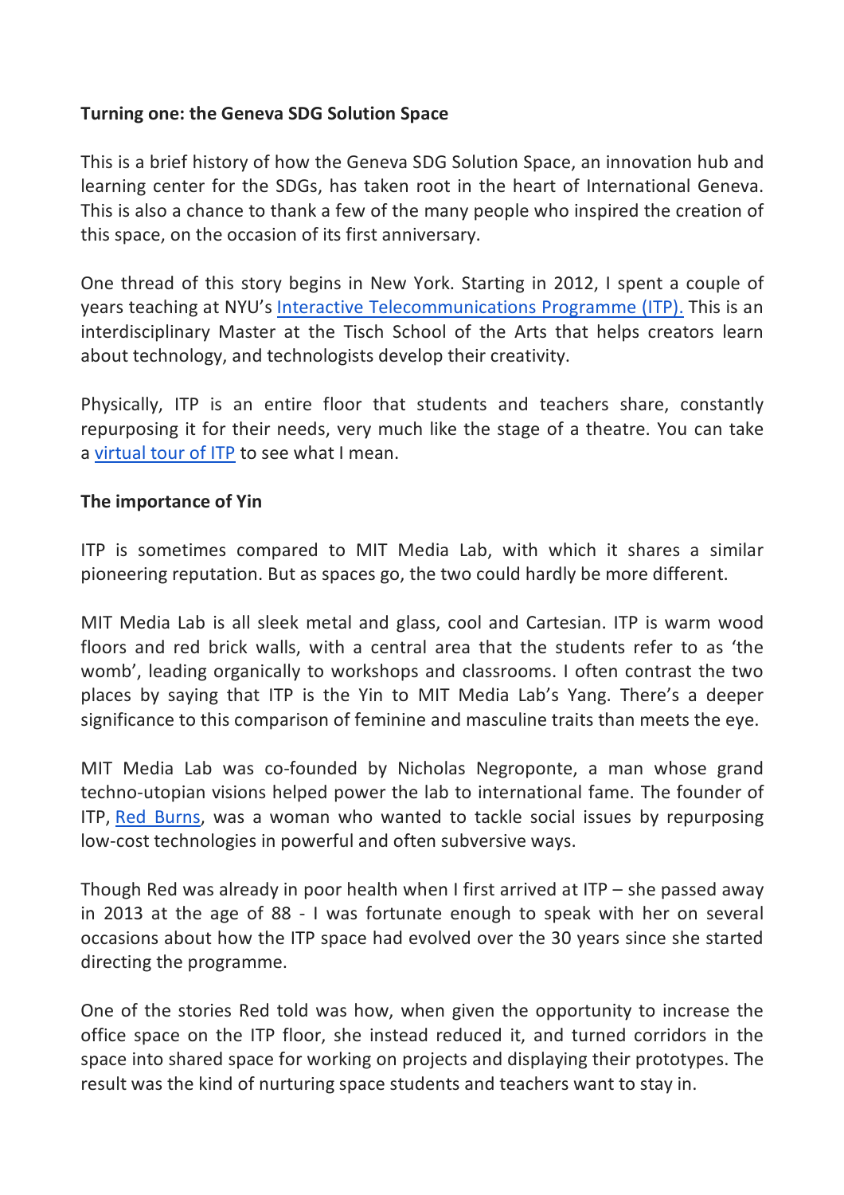**Turning one: the Geneva SDG Solution Space**

This is a brief history of how the Geneva SDG Solution Space, an innovation hub and learning center for the SDGs, has taken root in the heart of International Geneva. This is also a chance to thank a few of the many people who inspired the creation of this space, on the occasion of its first anniversary.

One thread of this story begins in New York. Starting in 2012, I spent a couple of years teaching at NYU's Interactive Telecommunications Programme (ITP). This is an interdisciplinary Master at the Tisch School of the Arts that helps creators learn about technology, and technologists develop their creativity.

Physically, ITP is an entire floor that students and teachers share, constantly repurposing it for their needs, very much like the stage of a theatre. You can take a virtual tour of ITP to see what I mean.

**The importance of Yin**

ITP is sometimes compared to MIT Media Lab, with which it shares a similar pioneering reputation. But as spaces go, the two could hardly be more different.

MIT Media Lab is all sleek metal and glass, cool and Cartesian. ITP is warm wood floors and red brick walls, with a central area that the students refer to as 'the womb', leading organically to workshops and classrooms. I often contrast the two places by saying that ITP is the Yin to MIT Media Lab's Yang. There's a deeper significance to this comparison of feminine and masculine traits than meets the eye.

MIT Media Lab was co-founded by Nicholas Negroponte, a man whose grand techno-utopian visions helped power the lab to international fame. The founder of ITP, Red Burns, was a woman who wanted to tackle social issues by repurposing low-cost technologies in powerful and often subversive ways.

Though Red was already in poor health when I first arrived at ITP – she passed away in 2013 at the age of 88 - I was fortunate enough to speak with her on several occasions about how the ITP space had evolved over the 30 years since she started directing the programme.

One of the stories Red told was how, when given the opportunity to increase the office space on the ITP floor, she instead reduced it, and turned corridors in the space into shared space for working on projects and displaying their prototypes. The result was the kind of nurturing space students and teachers want to stay in.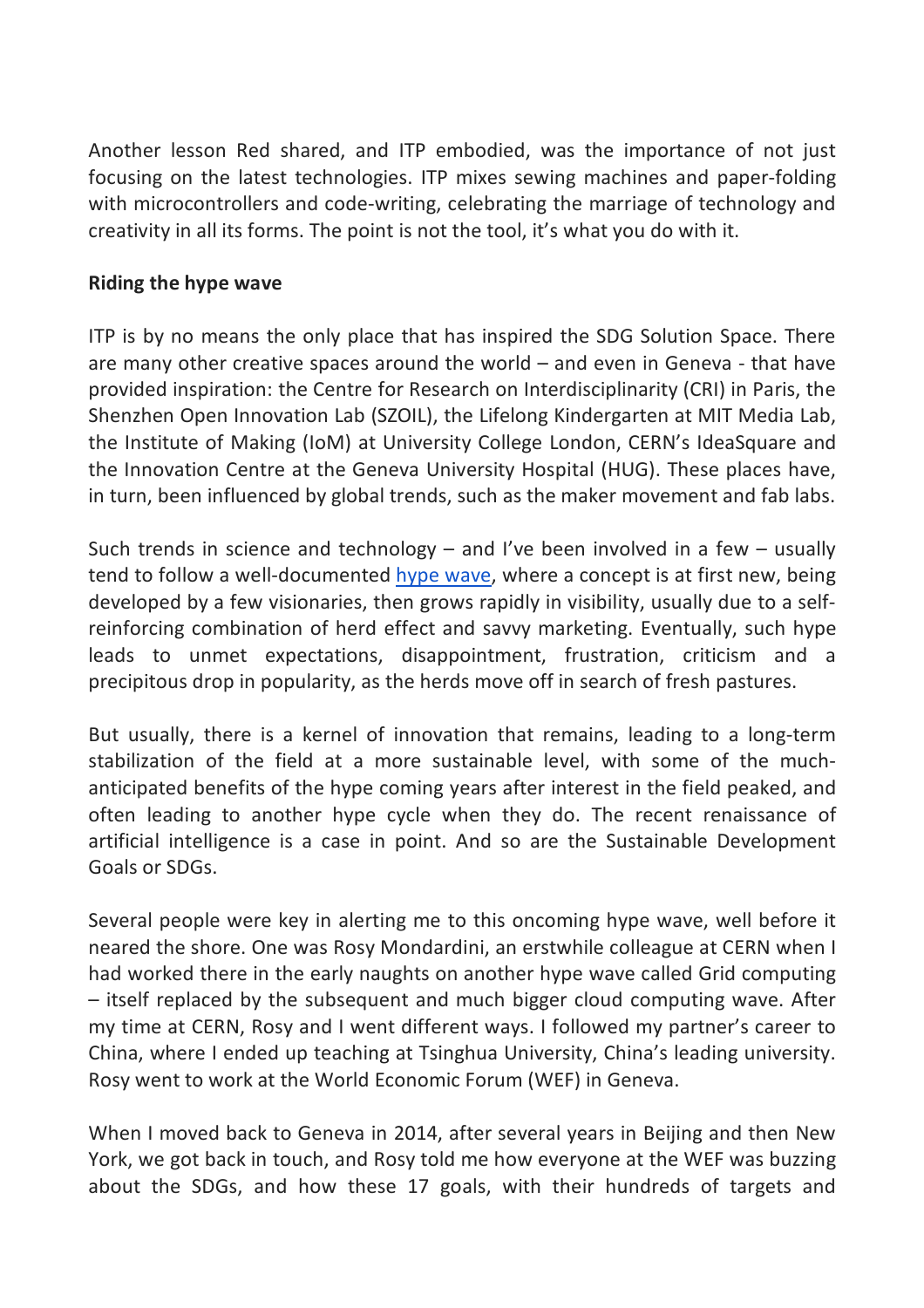Another lesson Red shared, and ITP embodied, was the importance of not just focusing on the latest technologies. ITP mixes sewing machines and paper-folding with microcontrollers and code-writing, celebrating the marriage of technology and creativity in all its forms. The point is not the tool, it's what you do with it.

**Riding the hype wave**

ITP is by no means the only place that has inspired the SDG Solution Space. There are many other creative spaces around the world – and even in Geneva - that have provided inspiration: the Centre for Research on Interdisciplinarity (CRI) in Paris, the Shenzhen Open Innovation Lab (SZOIL), the Lifelong Kindergarten at MIT Media Lab, the Institute of Making (IoM) at University College London, CERN's IdeaSquare and the Innovation Centre at the Geneva University Hospital (HUG). These places have, in turn, been influenced by global trends, such as the maker movement and fab labs.

Such trends in science and technology – and I've been involved in a few – usually tend to follow a well-documented hype wave, where a concept is at first new, being developed by a few visionaries, then grows rapidly in visibility, usually due to a self-reinforcing combination of herd effect and savvy marketing. Eventually, such hype leads to unmet expectations, disappointment, frustration, criticism and a precipitous drop in popularity, as the herds move off in search of fresh pastures.

But usually, there is a kernel of innovation that remains, leading to a long-term stabilization of the field at a more sustainable level, with some of the much-anticipated benefits of the hype coming years after interest in the field peaked, and often leading to another hype cycle when they do. The recent renaissance of artificial intelligence is a case in point. And so are the Sustainable Development Goals or SDGs.

Several people were key in alerting me to this oncoming hype wave, well before it neared the shore. One was Rosy Mondardini, an erstwhile colleague at CERN when I had worked there in the early naughts on another hype wave called Grid computing – itself replaced by the subsequent and much bigger cloud computing wave. After my time at CERN, Rosy and I went different ways. I followed my partner's career to China, where I ended up teaching at Tsinghua University, China's leading university. Rosy went to work at the World Economic Forum (WEF) in Geneva.

When I moved back to Geneva in 2014, after several years in Beijing and then New York, we got back in touch, and Rosy told me how everyone at the WEF was buzzing about the SDGs, and how these 17 goals, with their hundreds of targets and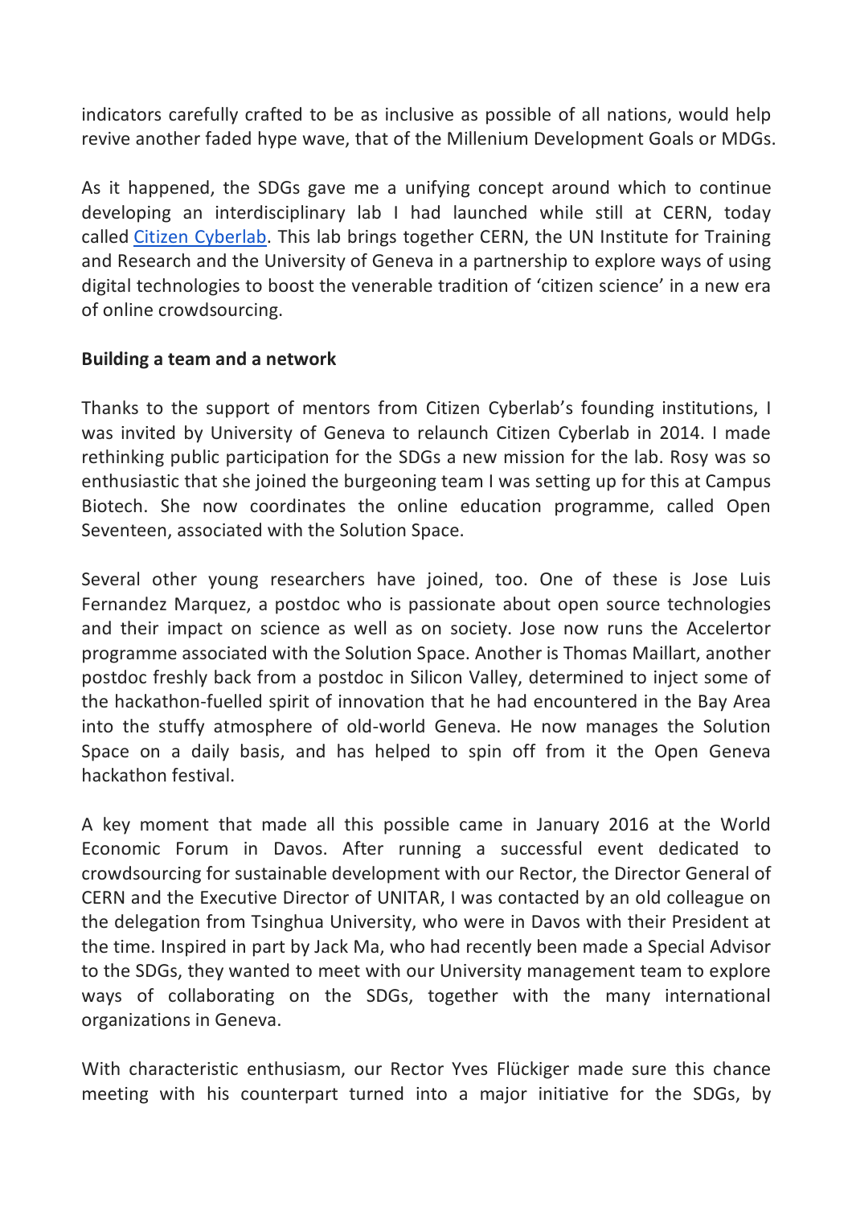indicators carefully crafted to be as inclusive as possible of all nations, would help revive another faded hype wave, that of the Millenium Development Goals or MDGs.

As it happened, the SDGs gave me a unifying concept around which to continue developing an interdisciplinary lab I had launched while still at CERN, today called [Citizen Cyberlab](). This lab brings together CERN, the UN Institute for Training and Research and the University of Geneva in a partnership to explore ways of using digital technologies to boost the venerable tradition of 'citizen science' in a new era of online crowdsourcing.

**Building a team and a network**

Thanks to the support of mentors from Citizen Cyberlab's founding institutions, I was invited by University of Geneva to relaunch Citizen Cyberlab in 2014. I made rethinking public participation for the SDGs a new mission for the lab. Rosy was so enthusiastic that she joined the burgeoning team I was setting up for this at Campus Biotech. She now coordinates the online education programme, called Open Seventeen, associated with the Solution Space.

Several other young researchers have joined, too. One of these is Jose Luis Fernandez Marquez, a postdoc who is passionate about open source technologies and their impact on science as well as on society. Jose now runs the Accelertor programme associated with the Solution Space. Another is Thomas Maillart, another postdoc freshly back from a postdoc in Silicon Valley, determined to inject some of the hackathon-fuelled spirit of innovation that he had encountered in the Bay Area into the stuffy atmosphere of old-world Geneva. He now manages the Solution Space on a daily basis, and has helped to spin off from it the Open Geneva hackathon festival.

A key moment that made all this possible came in January 2016 at the World Economic Forum in Davos. After running a successful event dedicated to crowdsourcing for sustainable development with our Rector, the Director General of CERN and the Executive Director of UNITAR, I was contacted by an old colleague on the delegation from Tsinghua University, who were in Davos with their President at the time. Inspired in part by Jack Ma, who had recently been made a Special Advisor to the SDGs, they wanted to meet with our University management team to explore ways of collaborating on the SDGs, together with the many international organizations in Geneva.

With characteristic enthusiasm, our Rector Yves Flückiger made sure this chance meeting with his counterpart turned into a major initiative for the SDGs, by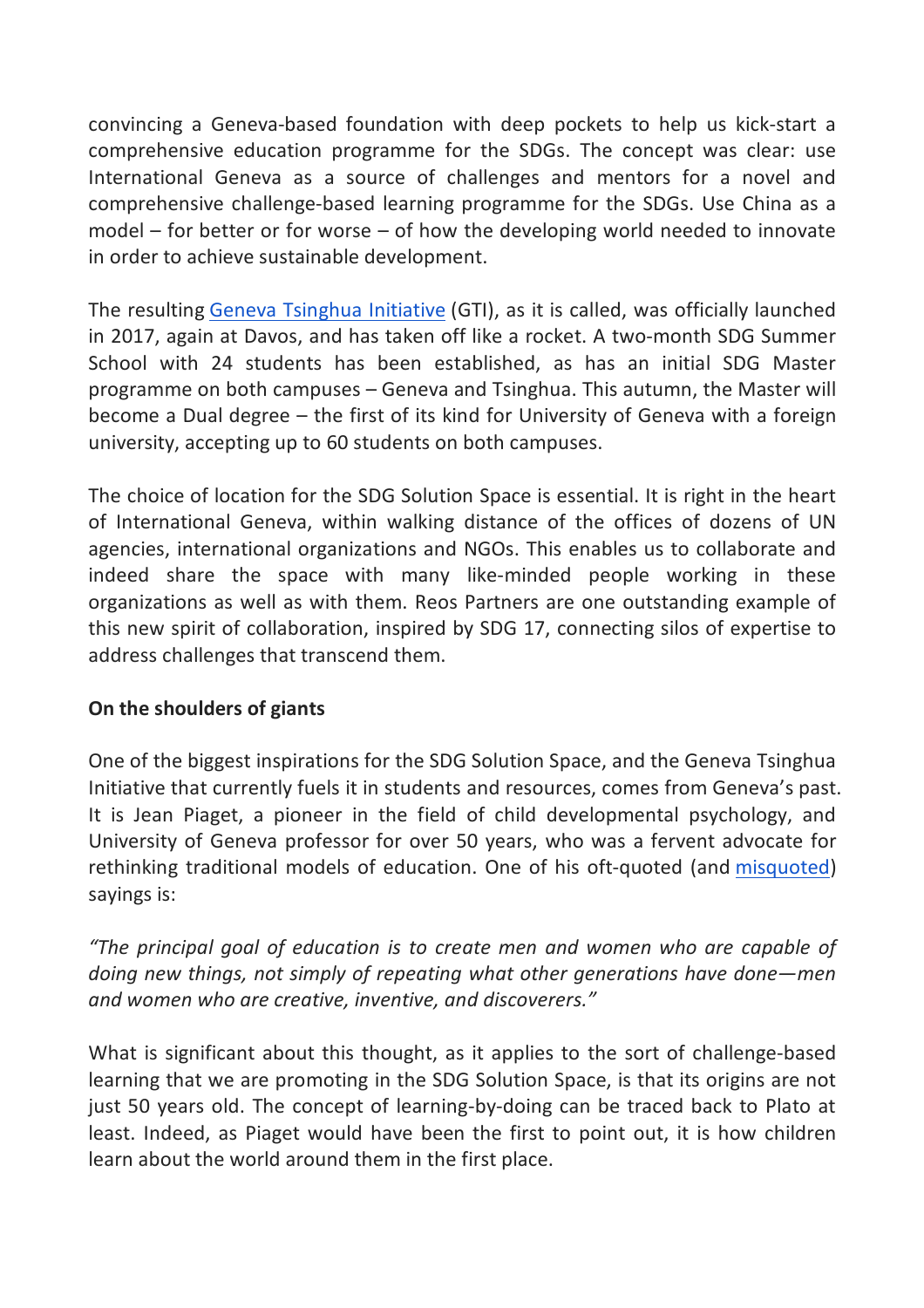convincing a Geneva-based foundation with deep pockets to help us kick-start a comprehensive education programme for the SDGs. The concept was clear: use International Geneva as a source of challenges and mentors for a novel and comprehensive challenge-based learning programme for the SDGs. Use China as a model – for better or for worse – of how the developing world needed to innovate in order to achieve sustainable development.

The resulting Geneva Tsinghua Initiative (GTI), as it is called, was officially launched in 2017, again at Davos, and has taken off like a rocket. A two-month SDG Summer School with 24 students has been established, as has an initial SDG Master programme on both campuses – Geneva and Tsinghua. This autumn, the Master will become a Dual degree – the first of its kind for University of Geneva with a foreign university, accepting up to 60 students on both campuses.

The choice of location for the SDG Solution Space is essential. It is right in the heart of International Geneva, within walking distance of the offices of dozens of UN agencies, international organizations and NGOs. This enables us to collaborate and indeed share the space with many like-minded people working in these organizations as well as with them. Reos Partners are one outstanding example of this new spirit of collaboration, inspired by SDG 17, connecting silos of expertise to address challenges that transcend them.

**On the shoulders of giants**

One of the biggest inspirations for the SDG Solution Space, and the Geneva Tsinghua Initiative that currently fuels it in students and resources, comes from Geneva's past. It is Jean Piaget, a pioneer in the field of child developmental psychology, and University of Geneva professor for over 50 years, who was a fervent advocate for rethinking traditional models of education. One of his oft-quoted (and misquoted) sayings is:

*"The principal goal of education is to create men and women who are capable of doing new things, not simply of repeating what other generations have done—men and women who are creative, inventive, and discoverers."*

What is significant about this thought, as it applies to the sort of challenge-based learning that we are promoting in the SDG Solution Space, is that its origins are not just 50 years old. The concept of learning-by-doing can be traced back to Plato at least. Indeed, as Piaget would have been the first to point out, it is how children learn about the world around them in the first place.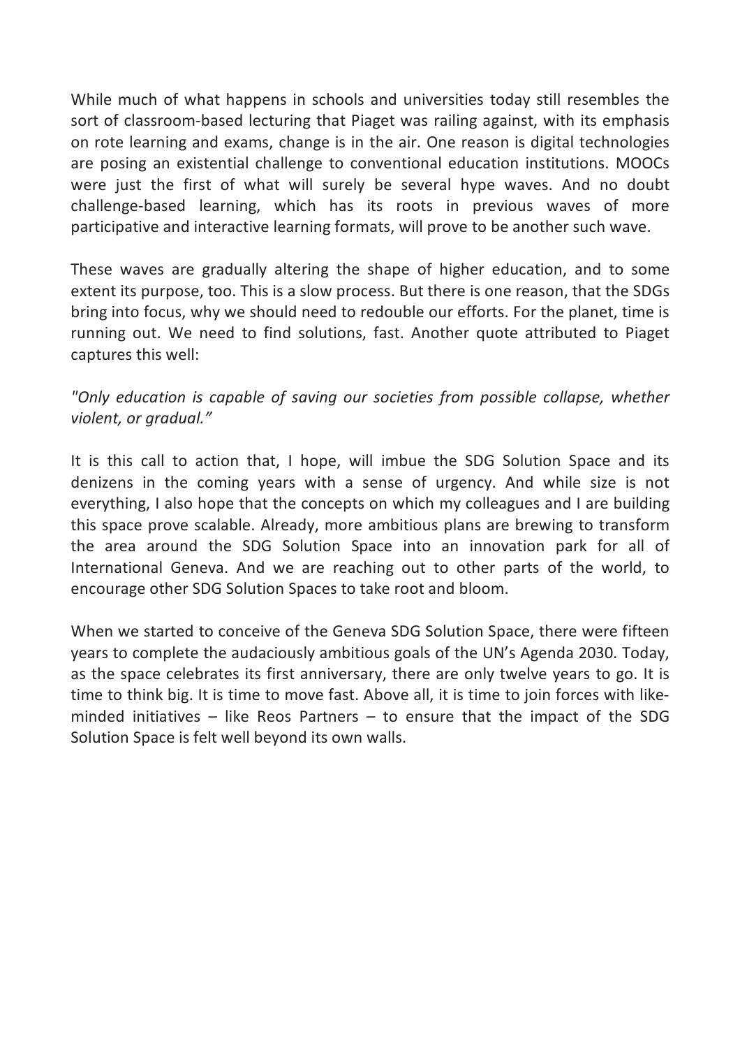While much of what happens in schools and universities today still resembles the sort of classroom-based lecturing that Piaget was railing against, with its emphasis on rote learning and exams, change is in the air. One reason is digital technologies are posing an existential challenge to conventional education institutions. MOOCs were just the first of what will surely be several hype waves. And no doubt challenge-based learning, which has its roots in previous waves of more participative and interactive learning formats, will prove to be another such wave.

These waves are gradually altering the shape of higher education, and to some extent its purpose, too. This is a slow process. But there is one reason, that the SDGs bring into focus, why we should need to redouble our efforts. For the planet, time is running out. We need to find solutions, fast. Another quote attributed to Piaget captures this well:

*"Only education is capable of saving our societies from possible collapse, whether violent, or gradual."*

It is this call to action that, I hope, will imbue the SDG Solution Space and its denizens in the coming years with a sense of urgency. And while size is not everything, I also hope that the concepts on which my colleagues and I are building this space prove scalable. Already, more ambitious plans are brewing to transform the area around the SDG Solution Space into an innovation park for all of International Geneva. And we are reaching out to other parts of the world, to encourage other SDG Solution Spaces to take root and bloom.

When we started to conceive of the Geneva SDG Solution Space, there were fifteen years to complete the audaciously ambitious goals of the UN's Agenda 2030. Today, as the space celebrates its first anniversary, there are only twelve years to go. It is time to think big. It is time to move fast. Above all, it is time to join forces with like-minded initiatives – like Reos Partners – to ensure that the impact of the SDG Solution Space is felt well beyond its own walls.